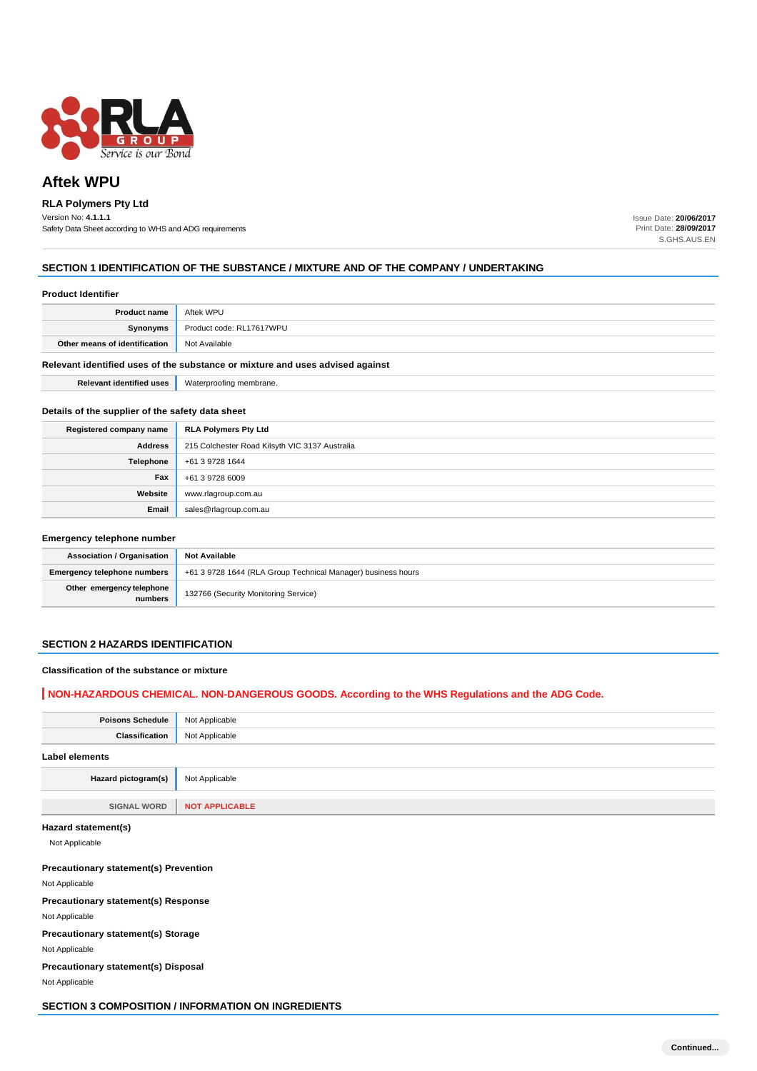# Aftek WPU

**RLA Polymers Pty Ltd**

Version No: **4.1.1.1**

Safety Data Sheet according to WHS and ADG requirements

Issue Date: **20/06/2017**
Print Date: **28/09/2017**
S.GHS.AUS.EN

## SECTION 1 IDENTIFICATION OF THE SUBSTANCE / MIXTURE AND OF THE COMPANY / UNDERTAKING

### Product Identifier

| | |
|---|---|
| **Product name** | Aftek WPU |
| **Synonyms** | Product code: RL17617WPU |
| **Other means of identification** | Not Available |

### Relevant identified uses of the substance or mixture and uses advised against

| | |
|---|---|
| **Relevant identified uses** | Waterproofing membrane. |

### Details of the supplier of the safety data sheet

| | |
|---|---|
| **Registered company name** | **RLA Polymers Pty Ltd** |
| **Address** | 215 Colchester Road Kilsyth VIC 3137 Australia |
| **Telephone** | +61 3 9728 1644 |
| **Fax** | +61 3 9728 6009 |
| **Website** | www.rlagroup.com.au |
| **Email** | sales@rlagroup.com.au |

### Emergency telephone number

| | |
|---|---|
| **Association / Organisation** | **Not Available** |
| **Emergency telephone numbers** | +61 3 9728 1644 (RLA Group Technical Manager) business hours |
| **Other emergency telephone numbers** | 132766 (Security Monitoring Service) |

## SECTION 2 HAZARDS IDENTIFICATION

### Classification of the substance or mixture

**NON-HAZARDOUS CHEMICAL. NON-DANGEROUS GOODS. According to the WHS Regulations and the ADG Code.**

| | |
|---|---|
| **Poisons Schedule** | Not Applicable |
| **Classification** | Not Applicable |

### Label elements

| | |
|---|---|
| **Hazard pictogram(s)** | Not Applicable |
| **SIGNAL WORD** | **NOT APPLICABLE** |

### Hazard statement(s)

Not Applicable

### Precautionary statement(s) Prevention

Not Applicable

### Precautionary statement(s) Response

Not Applicable

### Precautionary statement(s) Storage

Not Applicable

### Precautionary statement(s) Disposal

Not Applicable

## SECTION 3 COMPOSITION / INFORMATION ON INGREDIENTS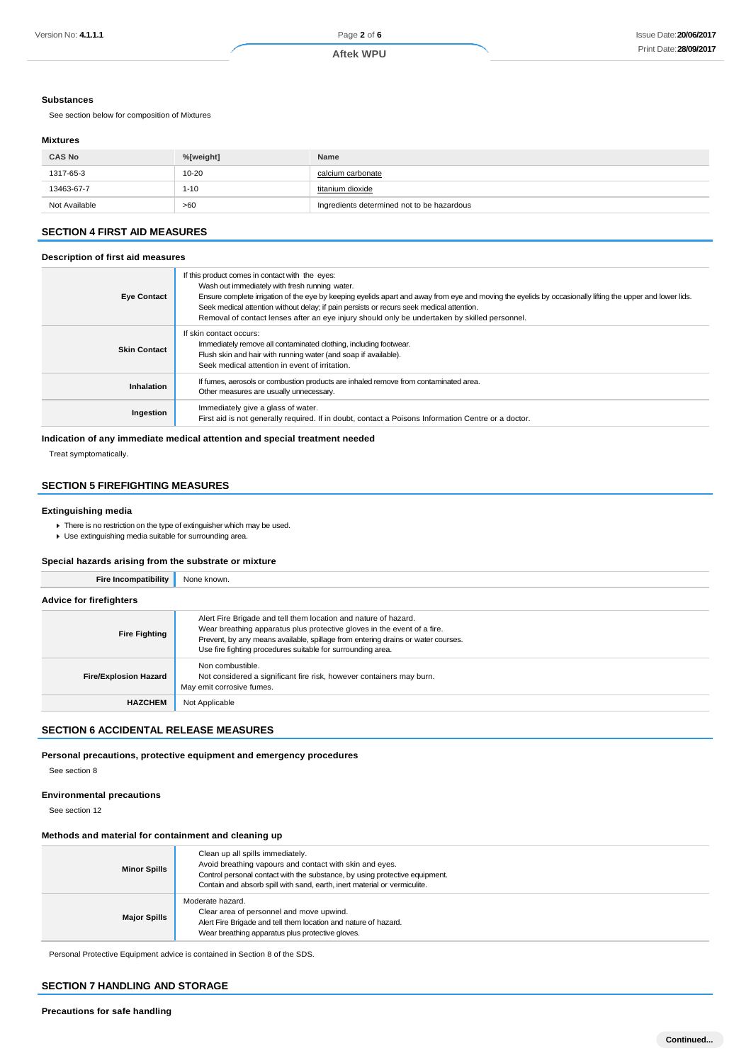### Substances

See section below for composition of Mixtures

### Mixtures

| CAS No | %[weight] | Name |
| --- | --- | --- |
| 1317-65-3 | 10-20 | calcium carbonate |
| 13463-67-7 | 1-10 | titanium dioxide |
| Not Available | >60 | Ingredients determined not to be hazardous |

## SECTION 4 FIRST AID MEASURES

### Description of first aid measures

| | |
| --- | --- |
| **Eye Contact** | If this product comes in contact with the eyes:<br>Wash out immediately with fresh running water.<br>Ensure complete irrigation of the eye by keeping eyelids apart and away from eye and moving the eyelids by occasionally lifting the upper and lower lids.<br>Seek medical attention without delay; if pain persists or recurs seek medical attention.<br>Removal of contact lenses after an eye injury should only be undertaken by skilled personnel. |
| **Skin Contact** | If skin contact occurs:<br>Immediately remove all contaminated clothing, including footwear.<br>Flush skin and hair with running water (and soap if available).<br>Seek medical attention in event of irritation. |
| **Inhalation** | If fumes, aerosols or combustion products are inhaled remove from contaminated area.<br>Other measures are usually unnecessary. |
| **Ingestion** | Immediately give a glass of water.<br>First aid is not generally required. If in doubt, contact a Poisons Information Centre or a doctor. |

### Indication of any immediate medical attention and special treatment needed

Treat symptomatically.

## SECTION 5 FIREFIGHTING MEASURES

### Extinguishing media

- There is no restriction on the type of extinguisher which may be used.
- Use extinguishing media suitable for surrounding area.

### Special hazards arising from the substrate or mixture

| | |
| --- | --- |
| **Fire Incompatibility** | None known. |

### Advice for firefighters

| | |
| --- | --- |
| **Fire Fighting** | Alert Fire Brigade and tell them location and nature of hazard.<br>Wear breathing apparatus plus protective gloves in the event of a fire.<br>Prevent, by any means available, spillage from entering drains or water courses.<br>Use fire fighting procedures suitable for surrounding area. |
| **Fire/Explosion Hazard** | Non combustible.<br>Not considered a significant fire risk, however containers may burn.<br>May emit corrosive fumes. |
| **HAZCHEM** | Not Applicable |

## SECTION 6 ACCIDENTAL RELEASE MEASURES

### Personal precautions, protective equipment and emergency procedures

See section 8

### Environmental precautions

See section 12

### Methods and material for containment and cleaning up

| | |
| --- | --- |
| **Minor Spills** | Clean up all spills immediately.<br>Avoid breathing vapours and contact with skin and eyes.<br>Control personal contact with the substance, by using protective equipment.<br>Contain and absorb spill with sand, earth, inert material or vermiculite. |
| **Major Spills** | Moderate hazard.<br>Clear area of personnel and move upwind.<br>Alert Fire Brigade and tell them location and nature of hazard.<br>Wear breathing apparatus plus protective gloves. |

Personal Protective Equipment advice is contained in Section 8 of the SDS.

## SECTION 7 HANDLING AND STORAGE

### Precautions for safe handling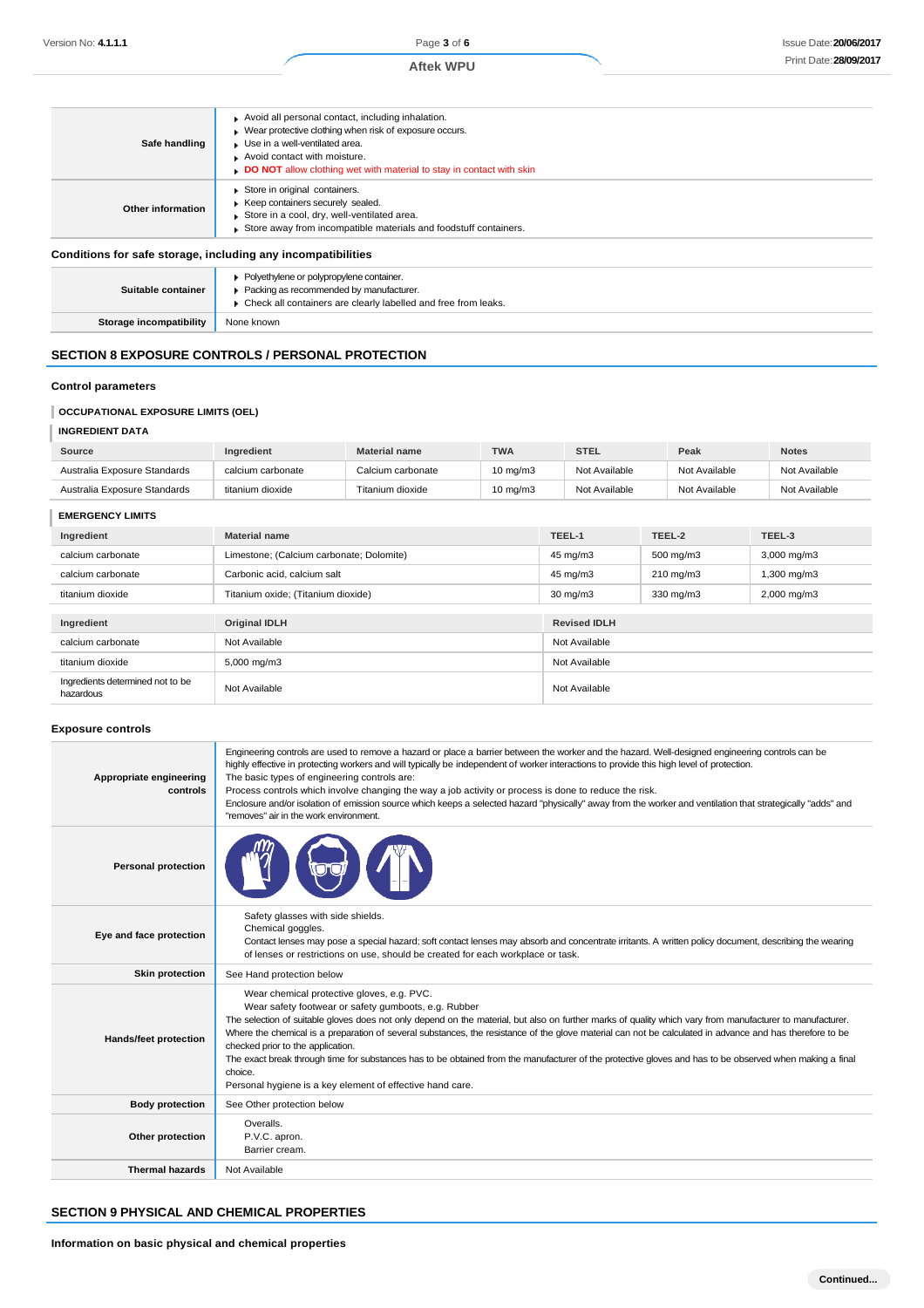| | |
|---|---|
| **Safe handling** | - Avoid all personal contact, including inhalation.<br>- Wear protective clothing when risk of exposure occurs.<br>- Use in a well-ventilated area.<br>- Avoid contact with moisture.<br>- **DO NOT** allow clothing wet with material to stay in contact with skin |
| **Other information** | - Store in original containers.<br>- Keep containers securely sealed.<br>- Store in a cool, dry, well-ventilated area.<br>- Store away from incompatible materials and foodstuff containers. |

### Conditions for safe storage, including any incompatibilities

| | |
|---|---|
| **Suitable container** | - Polyethylene or polypropylene container.<br>- Packing as recommended by manufacturer.<br>- Check all containers are clearly labelled and free from leaks. |
| **Storage incompatibility** | None known |

## SECTION 8 EXPOSURE CONTROLS / PERSONAL PROTECTION

### Control parameters

#### OCCUPATIONAL EXPOSURE LIMITS (OEL)

#### INGREDIENT DATA

| Source | Ingredient | Material name | TWA | STEL | Peak | Notes |
|---|---|---|---|---|---|---|
| Australia Exposure Standards | calcium carbonate | Calcium carbonate | 10 mg/m3 | Not Available | Not Available | Not Available |
| Australia Exposure Standards | titanium dioxide | Titanium dioxide | 10 mg/m3 | Not Available | Not Available | Not Available |

#### EMERGENCY LIMITS

| Ingredient | Material name | TEEL-1 | TEEL-2 | TEEL-3 |
|---|---|---|---|---|
| calcium carbonate | Limestone; (Calcium carbonate; Dolomite) | 45 mg/m3 | 500 mg/m3 | 3,000 mg/m3 |
| calcium carbonate | Carbonic acid, calcium salt | 45 mg/m3 | 210 mg/m3 | 1,300 mg/m3 |
| titanium dioxide | Titanium oxide; (Titanium dioxide) | 30 mg/m3 | 330 mg/m3 | 2,000 mg/m3 |

| Ingredient | Original IDLH | Revised IDLH |
|---|---|---|
| calcium carbonate | Not Available | Not Available |
| titanium dioxide | 5,000 mg/m3 | Not Available |
| Ingredients determined not to be hazardous | Not Available | Not Available |

### Exposure controls

| | |
|---|---|
| **Appropriate engineering controls** | Engineering controls are used to remove a hazard or place a barrier between the worker and the hazard. Well-designed engineering controls can be highly effective in protecting workers and will typically be independent of worker interactions to provide this high level of protection.<br>The basic types of engineering controls are:<br>Process controls which involve changing the way a job activity or process is done to reduce the risk.<br>Enclosure and/or isolation of emission source which keeps a selected hazard "physically" away from the worker and ventilation that strategically "adds" and "removes" air in the work environment. |
| **Personal protection** | |
| **Eye and face protection** | Safety glasses with side shields.<br>Chemical goggles.<br>Contact lenses may pose a special hazard; soft contact lenses may absorb and concentrate irritants. A written policy document, describing the wearing of lenses or restrictions on use, should be created for each workplace or task. |
| **Skin protection** | See Hand protection below |
| **Hands/feet protection** | Wear chemical protective gloves, e.g. PVC.<br>Wear safety footwear or safety gumboots, e.g. Rubber<br>The selection of suitable gloves does not only depend on the material, but also on further marks of quality which vary from manufacturer to manufacturer. Where the chemical is a preparation of several substances, the resistance of the glove material can not be calculated in advance and has therefore to be checked prior to the application.<br>The exact break through time for substances has to be obtained from the manufacturer of the protective gloves and has to be observed when making a final choice.<br>Personal hygiene is a key element of effective hand care. |
| **Body protection** | See Other protection below |
| **Other protection** | Overalls.<br>P.V.C. apron.<br>Barrier cream. |
| **Thermal hazards** | Not Available |

## SECTION 9 PHYSICAL AND CHEMICAL PROPERTIES

### Information on basic physical and chemical properties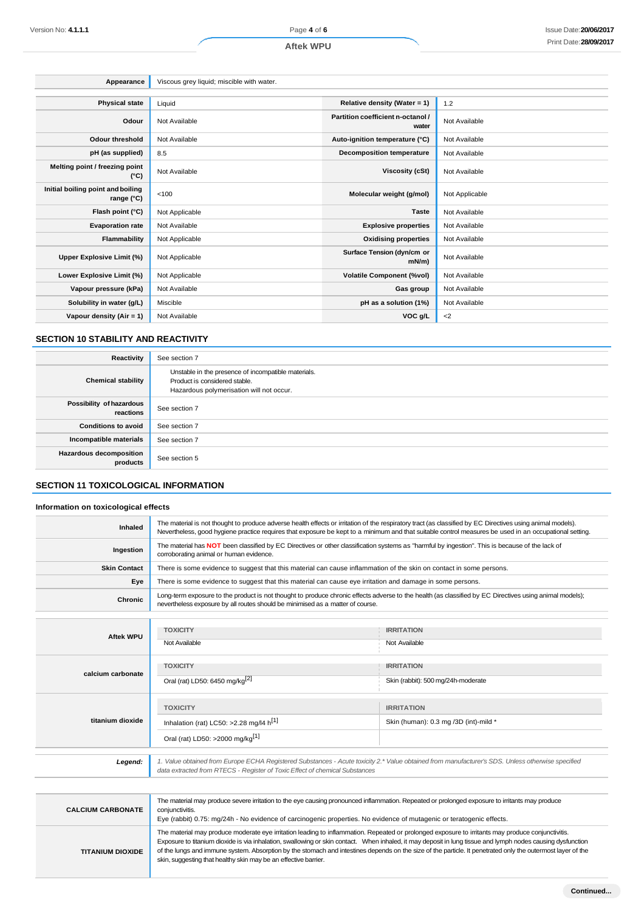| Appearance | Viscous grey liquid; miscible with water. | | |
|---|---|---|---|
| Physical state | Liquid | Relative density (Water = 1) | 1.2 |
| Odour | Not Available | Partition coefficient n-octanol / water | Not Available |
| Odour threshold | Not Available | Auto-ignition temperature (°C) | Not Available |
| pH (as supplied) | 8.5 | Decomposition temperature | Not Available |
| Melting point / freezing point (°C) | Not Available | Viscosity (cSt) | Not Available |
| Initial boiling point and boiling range (°C) | <100 | Molecular weight (g/mol) | Not Applicable |
| Flash point (°C) | Not Applicable | Taste | Not Available |
| Evaporation rate | Not Available | Explosive properties | Not Available |
| Flammability | Not Applicable | Oxidising properties | Not Available |
| Upper Explosive Limit (%) | Not Applicable | Surface Tension (dyn/cm or mN/m) | Not Available |
| Lower Explosive Limit (%) | Not Applicable | Volatile Component (%vol) | Not Available |
| Vapour pressure (kPa) | Not Available | Gas group | Not Available |
| Solubility in water (g/L) | Miscible | pH as a solution (1%) | Not Available |
| Vapour density (Air = 1) | Not Available | VOC g/L | <2 |

## SECTION 10 STABILITY AND REACTIVITY

| Reactivity | See section 7 |
|---|---|
| Chemical stability | Unstable in the presence of incompatible materials.<br>Product is considered stable.<br>Hazardous polymerisation will not occur. |
| Possibility of hazardous reactions | See section 7 |
| Conditions to avoid | See section 7 |
| Incompatible materials | See section 7 |
| Hazardous decomposition products | See section 5 |

## SECTION 11 TOXICOLOGICAL INFORMATION

### Information on toxicological effects

| Inhaled | The material is not thought to produce adverse health effects or irritation of the respiratory tract (as classified by EC Directives using animal models). Nevertheless, good hygiene practice requires that exposure be kept to a minimum and that suitable control measures be used in an occupational setting. |
|---|---|
| Ingestion | The material has **NOT** been classified by EC Directives or other classification systems as "harmful by ingestion". This is because of the lack of corroborating animal or human evidence. |
| Skin Contact | There is some evidence to suggest that this material can cause inflammation of the skin on contact in some persons. |
| Eye | There is some evidence to suggest that this material can cause eye irritation and damage in some persons. |
| Chronic | Long-term exposure to the product is not thought to produce chronic effects adverse to the health (as classified by EC Directives using animal models); nevertheless exposure by all routes should be minimised as a matter of course. |

| | TOXICITY | IRRITATION |
|---|---|---|
| Aftek WPU | Not Available | Not Available |
| calcium carbonate | Oral (rat) LD50: 6450 mg/kg[2] | Skin (rabbit): 500 mg/24h-moderate |
| titanium dioxide | Inhalation (rat) LC50: >2.28 mg/l4 h[1] | Skin (human): 0.3 mg /3D (int)-mild * |
| | Oral (rat) LD50: >2000 mg/kg[1] | |

| *Legend:* | *1. Value obtained from Europe ECHA Registered Substances - Acute toxicity 2.* Value obtained from manufacturer's SDS. Unless otherwise specified data extracted from RTECS - Register of Toxic Effect of chemical Substances* |
|---|---|

| CALCIUM CARBONATE | The material may produce severe irritation to the eye causing pronounced inflammation. Repeated or prolonged exposure to irritants may produce conjunctivitis.<br>Eye (rabbit) 0.75: mg/24h - No evidence of carcinogenic properties. No evidence of mutagenic or teratogenic effects. |
|---|---|
| TITANIUM DIOXIDE | The material may produce moderate eye irritation leading to inflammation. Repeated or prolonged exposure to irritants may produce conjunctivitis.<br>Exposure to titanium dioxide is via inhalation, swallowing or skin contact. When inhaled, it may deposit in lung tissue and lymph nodes causing dysfunction of the lungs and immune system. Absorption by the stomach and intestines depends on the size of the particle. It penetrated only the outermost layer of the skin, suggesting that healthy skin may be an effective barrier. |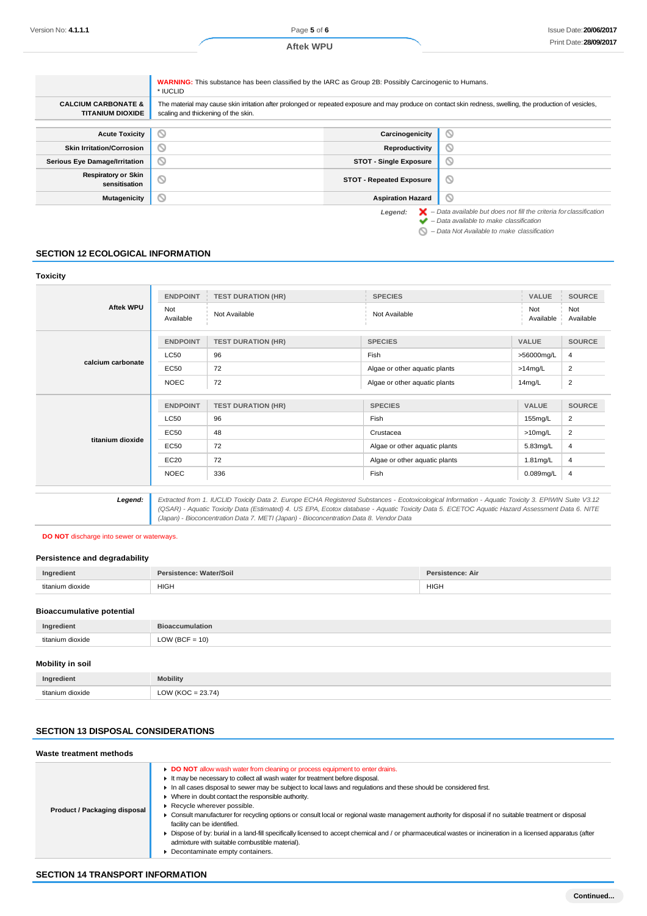| | |
|---|---|
| | **WARNING:** This substance has been classified by the IARC as Group 2B: Possibly Carcinogenic to Humans.<br>* IUCLID |
| **CALCIUM CARBONATE & TITANIUM DIOXIDE** | The material may cause skin irritation after prolonged or repeated exposure and may produce on contact skin redness, swelling, the production of vesicles, scaling and thickening of the skin. |

| | | | |
|---|---|---|---|
| **Acute Toxicity** | ⊘ | **Carcinogenicity** | ⊘ |
| **Skin Irritation/Corrosion** | ⊘ | **Reproductivity** | ⊘ |
| **Serious Eye Damage/Irritation** | ⊘ | **STOT - Single Exposure** | ⊘ |
| **Respiratory or Skin sensitisation** | ⊘ | **STOT - Repeated Exposure** | ⊘ |
| **Mutagenicity** | ⊘ | **Aspiration Hazard** | ⊘ |

*Legend:*
✘ *– Data available but does not fill the criteria for classification*
✔ *– Data available to make classification*
⊘ *– Data Not Available to make classification*

## SECTION 12 ECOLOGICAL INFORMATION

### Toxicity

**Aftek WPU**

| ENDPOINT | TEST DURATION (HR) | SPECIES | VALUE | SOURCE |
|---|---|---|---|---|
| Not Available | Not Available | Not Available | Not Available | Not Available |

**calcium carbonate**

| ENDPOINT | TEST DURATION (HR) | SPECIES | VALUE | SOURCE |
|---|---|---|---|---|
| LC50 | 96 | Fish | >56000mg/L | 4 |
| EC50 | 72 | Algae or other aquatic plants | >14mg/L | 2 |
| NOEC | 72 | Algae or other aquatic plants | 14mg/L | 2 |

**titanium dioxide**

| ENDPOINT | TEST DURATION (HR) | SPECIES | VALUE | SOURCE |
|---|---|---|---|---|
| LC50 | 96 | Fish | 155mg/L | 2 |
| EC50 | 48 | Crustacea | >10mg/L | 2 |
| EC50 | 72 | Algae or other aquatic plants | 5.83mg/L | 4 |
| EC20 | 72 | Algae or other aquatic plants | 1.81mg/L | 4 |
| NOEC | 336 | Fish | 0.089mg/L | 4 |

***Legend:*** *Extracted from 1. IUCLID Toxicity Data 2. Europe ECHA Registered Substances - Ecotoxicological Information - Aquatic Toxicity 3. EPIWIN Suite V3.12 (QSAR) - Aquatic Toxicity Data (Estimated) 4. US EPA, Ecotox database - Aquatic Toxicity Data 5. ECETOC Aquatic Hazard Assessment Data 6. NITE (Japan) - Bioconcentration Data 7. METI (Japan) - Bioconcentration Data 8. Vendor Data*

**DO NOT** discharge into sewer or waterways.

### Persistence and degradability

| Ingredient | Persistence: Water/Soil | Persistence: Air |
|---|---|---|
| titanium dioxide | HIGH | HIGH |

### Bioaccumulative potential

| Ingredient | Bioaccumulation |
|---|---|
| titanium dioxide | LOW (BCF = 10) |

### Mobility in soil

| Ingredient | Mobility |
|---|---|
| titanium dioxide | LOW (KOC = 23.74) |

## SECTION 13 DISPOSAL CONSIDERATIONS

### Waste treatment methods

**Product / Packaging disposal**

- **DO NOT** allow wash water from cleaning or process equipment to enter drains.
- It may be necessary to collect all wash water for treatment before disposal.
- In all cases disposal to sewer may be subject to local laws and regulations and these should be considered first.
- Where in doubt contact the responsible authority.
- Recycle wherever possible.
- Consult manufacturer for recycling options or consult local or regional waste management authority for disposal if no suitable treatment or disposal facility can be identified.
- Dispose of by: burial in a land-fill specifically licensed to accept chemical and / or pharmaceutical wastes or incineration in a licensed apparatus (after admixture with suitable combustible material).
- Decontaminate empty containers.

## SECTION 14 TRANSPORT INFORMATION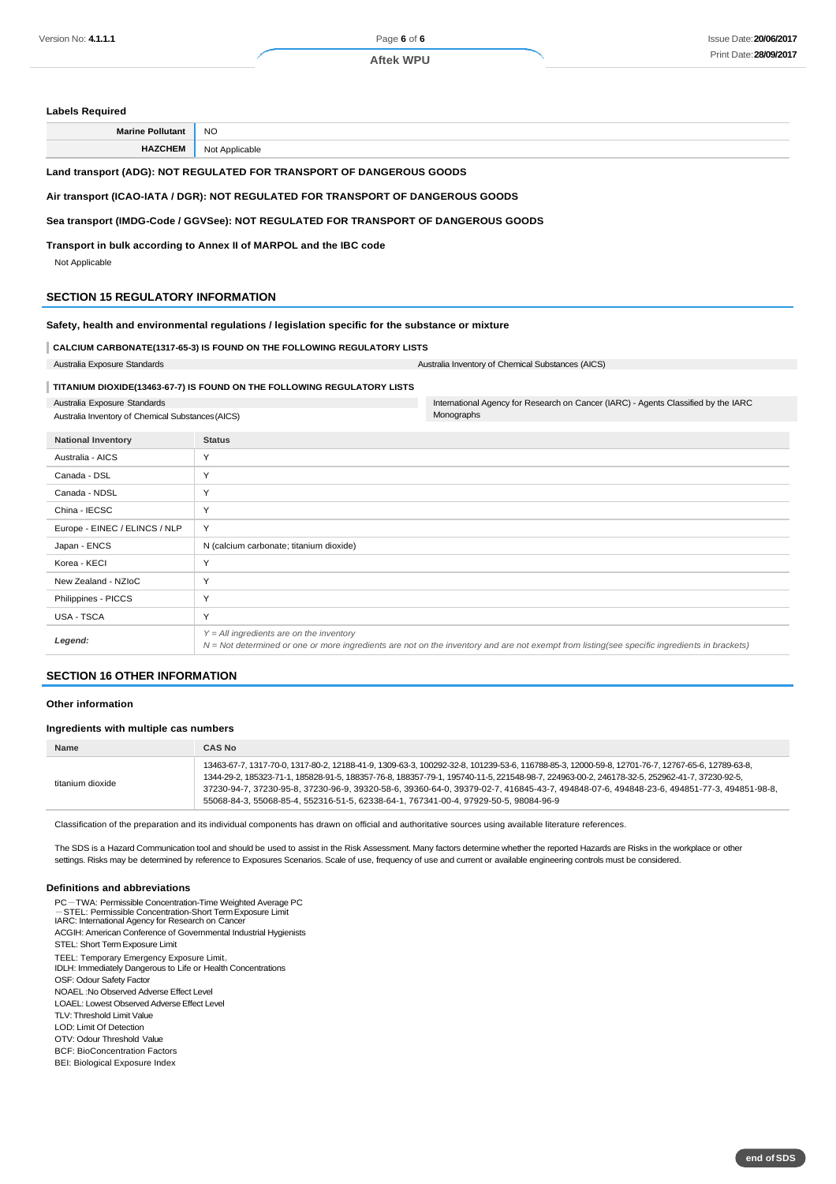**Labels Required**

| | |
|---|---|
| **Marine Pollutant** | NO |
| **HAZCHEM** | Not Applicable |

**Land transport (ADG): NOT REGULATED FOR TRANSPORT OF DANGEROUS GOODS**

**Air transport (ICAO-IATA / DGR): NOT REGULATED FOR TRANSPORT OF DANGEROUS GOODS**

**Sea transport (IMDG-Code / GGVSee): NOT REGULATED FOR TRANSPORT OF DANGEROUS GOODS**

**Transport in bulk according to Annex II of MARPOL and the IBC code**

Not Applicable

## SECTION 15 REGULATORY INFORMATION

**Safety, health and environmental regulations / legislation specific for the substance or mixture**

**CALCIUM CARBONATE(1317-65-3) IS FOUND ON THE FOLLOWING REGULATORY LISTS**

| | |
|---|---|
| Australia Exposure Standards | Australia Inventory of Chemical Substances (AICS) |

**TITANIUM DIOXIDE(13463-67-7) IS FOUND ON THE FOLLOWING REGULATORY LISTS**

| | |
|---|---|
| Australia Exposure Standards | International Agency for Research on Cancer (IARC) - Agents Classified by the IARC Monographs |
| Australia Inventory of Chemical Substances (AICS) | |

| National Inventory | Status |
|---|---|
| Australia - AICS | Y |
| Canada - DSL | Y |
| Canada - NDSL | Y |
| China - IECSC | Y |
| Europe - EINEC / ELINCS / NLP | Y |
| Japan - ENCS | N (calcium carbonate; titanium dioxide) |
| Korea - KECI | Y |
| New Zealand - NZIoC | Y |
| Philippines - PICCS | Y |
| USA - TSCA | Y |
| *Legend:* | *Y = All ingredients are on the inventory*<br>*N = Not determined or one or more ingredients are not on the inventory and are not exempt from listing(see specific ingredients in brackets)* |

## SECTION 16 OTHER INFORMATION

**Other information**

**Ingredients with multiple cas numbers**

| Name | CAS No |
|---|---|
| titanium dioxide | 13463-67-7, 1317-70-0, 1317-80-2, 12188-41-9, 1309-63-3, 100292-32-8, 101239-53-6, 116788-85-3, 12000-59-8, 12701-76-7, 12767-65-6, 12789-63-8, 1344-29-2, 185323-71-1, 185828-91-5, 188357-76-8, 188357-79-1, 195740-11-5, 221548-98-7, 224963-00-2, 246178-32-5, 252962-41-7, 37230-92-5, 37230-94-7, 37230-95-8, 37230-96-9, 39320-58-6, 39360-64-0, 39379-02-7, 416845-43-7, 494848-07-6, 494848-23-6, 494851-77-3, 494851-98-8, 55068-84-3, 55068-85-4, 552316-51-5, 62338-64-1, 767341-00-4, 97929-50-5, 98084-96-9 |

Classification of the preparation and its individual components has drawn on official and authoritative sources using available literature references.

The SDS is a Hazard Communication tool and should be used to assist in the Risk Assessment. Many factors determine whether the reported Hazards are Risks in the workplace or other settings. Risks may be determined by reference to Exposures Scenarios. Scale of use, frequency of use and current or available engineering controls must be considered.

**Definitions and abbreviations**

PC－TWA: Permissible Concentration-Time Weighted Average PC
－STEL: Permissible Concentration-Short Term Exposure Limit
IARC: International Agency for Research on Cancer
ACGIH: American Conference of Governmental Industrial Hygienists
STEL: Short Term Exposure Limit
TEEL: Temporary Emergency Exposure Limit。
IDLH: Immediately Dangerous to Life or Health Concentrations
OSF: Odour Safety Factor
NOAEL :No Observed Adverse Effect Level
LOAEL: Lowest Observed Adverse Effect Level
TLV: Threshold Limit Value
LOD: Limit Of Detection
OTV: Odour Threshold Value
BCF: BioConcentration Factors
BEI: Biological Exposure Index

end of SDS